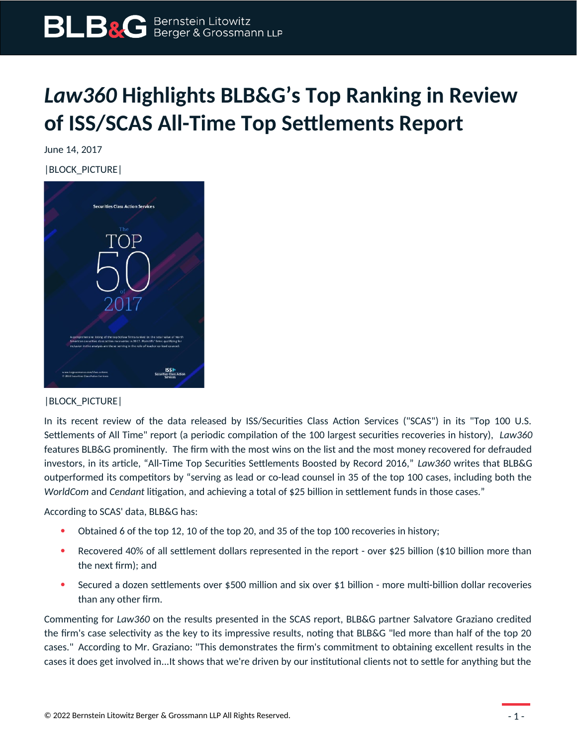# *Law360* Highlights BLB&G's Top Ranking in Review of ISS/SCAS All-Time Top Settlements Report

June 14, 2017

|BLOCK_PICTURE|

|BLOCK_PICTURE|

In its recent review of the data released by ISS/Securities Class Action Services ("SCAS") in its "Top 100 U.S. Settlements of All Time" report (a periodic compilation of the 100 largest securities recoveries in history), *Law360* features BLB&G prominently. The firm with the most wins on the list and the most money recovered for defrauded investors, in its article, "All-Time Top Securities Settlements Boosted by Record 2016," *Law360* writes that BLB&G outperformed its competitors by "serving as lead or co-lead counsel in 35 of the top 100 cases, including both the *WorldCom* and *Cendant* litigation, and achieving a total of $25 billion in settlement funds in those cases."

According to SCAS' data, BLB&G has:

- Obtained 6 of the top 12, 10 of the top 20, and 35 of the top 100 recoveries in history;
- Recovered 40% of all settlement dollars represented in the report - over $25 billion ($10 billion more than the next firm); and
- Secured a dozen settlements over $500 million and six over $1 billion - more multi-billion dollar recoveries than any other firm.

Commenting for *Law360* on the results presented in the SCAS report, BLB&G partner Salvatore Graziano credited the firm's case selectivity as the key to its impressive results, noting that BLB&G "led more than half of the top 20 cases." According to Mr. Graziano: "This demonstrates the firm's commitment to obtaining excellent results in the cases it does get involved in...It shows that we're driven by our institutional clients not to settle for anything but the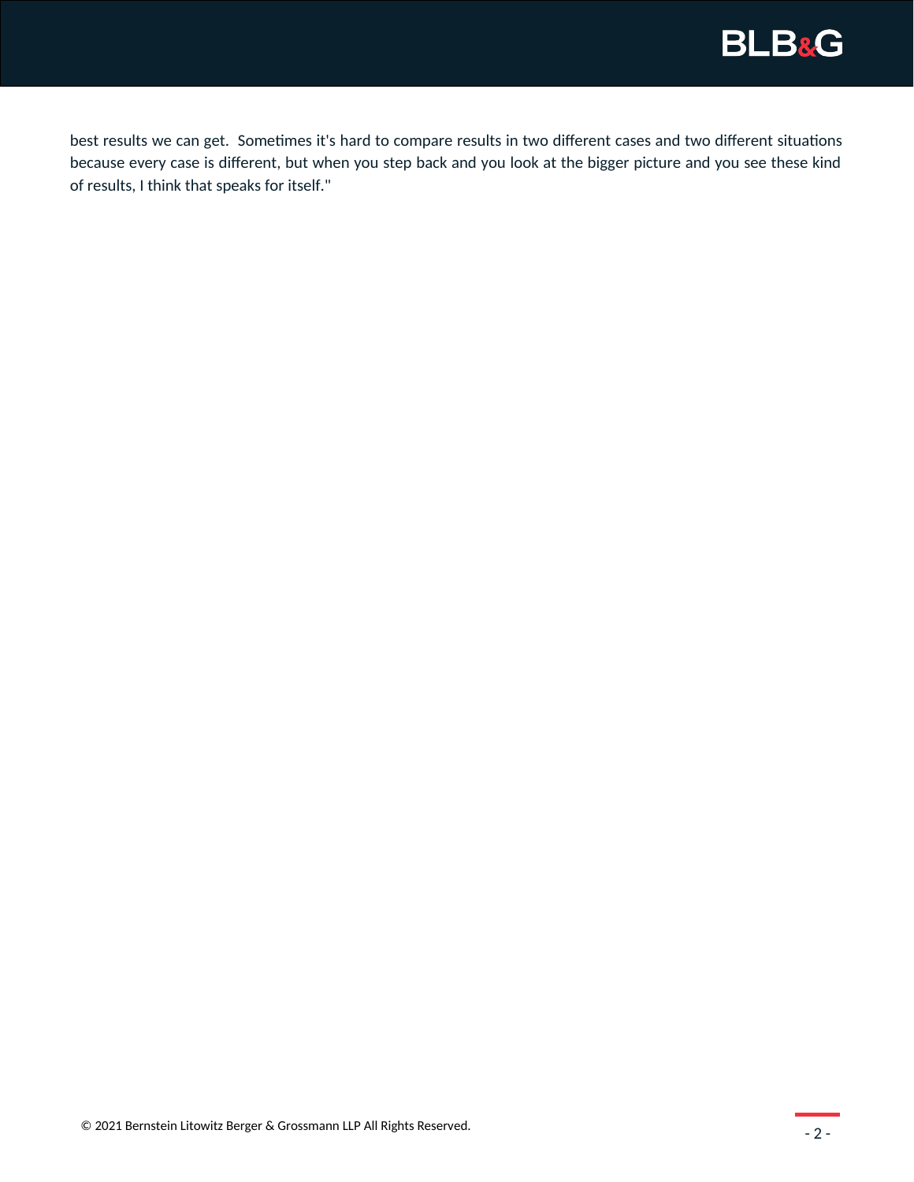best results we can get.  Sometimes it's hard to compare results in two different cases and two different situations because every case is different, but when you step back and you look at the bigger picture and you see these kind of results, I think that speaks for itself."